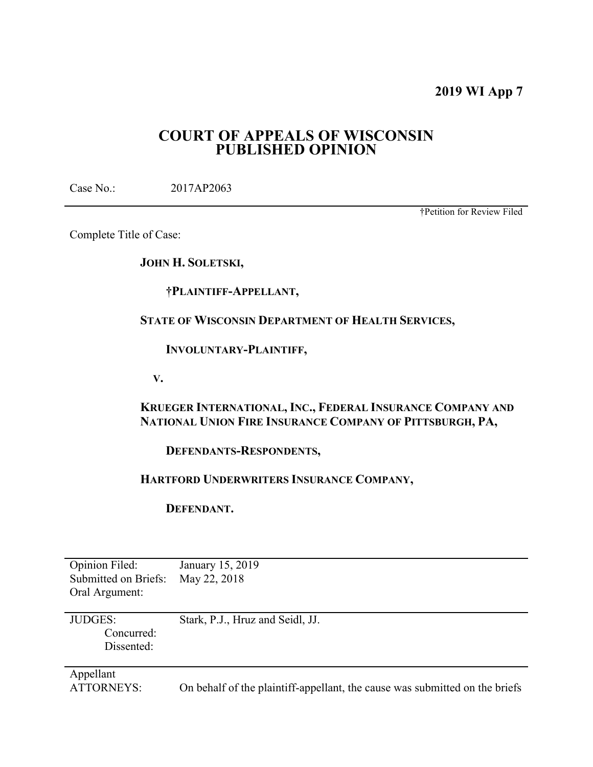**2019 WI App 7**

# COURT OF APPEALS OF WISCONSIN
# PUBLISHED OPINION

Case No.: 2017AP2063

†Petition for Review Filed

Complete Title of Case:

**JOHN H. SOLETSKI,**

**†PLAINTIFF-APPELLANT,**

**STATE OF WISCONSIN DEPARTMENT OF HEALTH SERVICES,**

**INVOLUNTARY-PLAINTIFF,**

**V.**

**KRUEGER INTERNATIONAL, INC., FEDERAL INSURANCE COMPANY AND NATIONAL UNION FIRE INSURANCE COMPANY OF PITTSBURGH, PA,**

**DEFENDANTS-RESPONDENTS,**

**HARTFORD UNDERWRITERS INSURANCE COMPANY,**

**DEFENDANT.**

| | |
|---|---|
| Opinion Filed: | January 15, 2019 |
| Submitted on Briefs: | May 22, 2018 |
| Oral Argument: | |
| JUDGES: | Stark, P.J., Hruz and Seidl, JJ. |
| Concurred: | |
| Dissented: | |
| Appellant ATTORNEYS: | On behalf of the plaintiff-appellant, the cause was submitted on the briefs |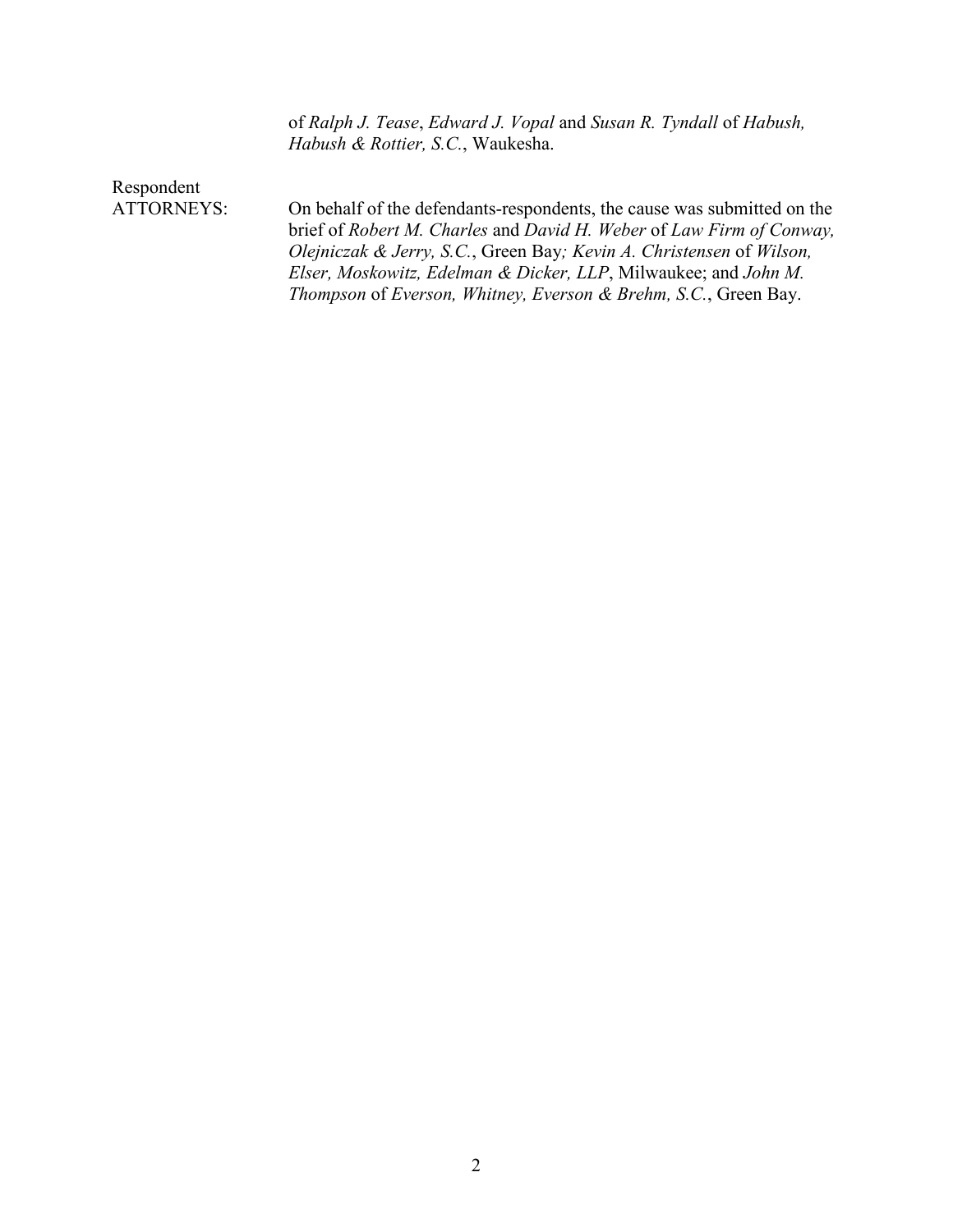of *Ralph J. Tease*, *Edward J. Vopal* and *Susan R. Tyndall* of *Habush, Habush & Rottier, S.C.*, Waukesha.

Respondent
ATTORNEYS: On behalf of the defendants-respondents, the cause was submitted on the brief of *Robert M. Charles* and *David H. Weber* of *Law Firm of Conway, Olejniczak & Jerry, S.C.*, Green Bay*; Kevin A. Christensen* of *Wilson, Elser, Moskowitz, Edelman & Dicker, LLP*, Milwaukee; and *John M. Thompson* of *Everson, Whitney, Everson & Brehm, S.C.*, Green Bay.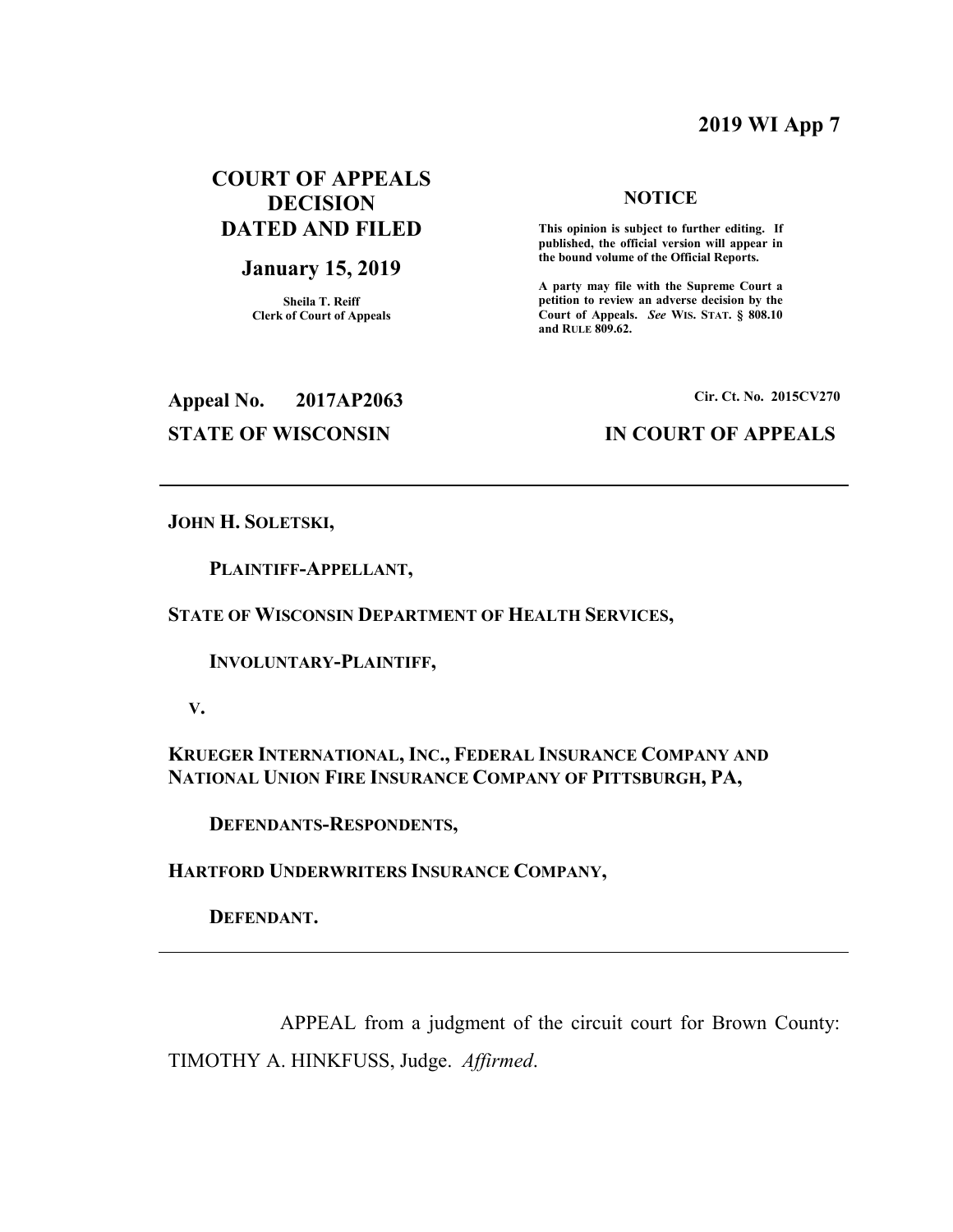**2019 WI App 7**

**COURT OF APPEALS DECISION DATED AND FILED**

**January 15, 2019**

**Sheila T. Reiff**
**Clerk of Court of Appeals**

**NOTICE**

**This opinion is subject to further editing. If published, the official version will appear in the bound volume of the Official Reports.**

**A party may file with the Supreme Court a petition to review an adverse decision by the Court of Appeals.** ***See*** **WIS. STAT. § 808.10 and RULE 809.62.**

**Appeal No. 2017AP2063** **Cir. Ct. No. 2015CV270**

**STATE OF WISCONSIN** **IN COURT OF APPEALS**

---

**JOHN H. SOLETSKI,**

**PLAINTIFF-APPELLANT,**

**STATE OF WISCONSIN DEPARTMENT OF HEALTH SERVICES,**

**INVOLUNTARY-PLAINTIFF,**

**V.**

**KRUEGER INTERNATIONAL, INC., FEDERAL INSURANCE COMPANY AND NATIONAL UNION FIRE INSURANCE COMPANY OF PITTSBURGH, PA,**

**DEFENDANTS-RESPONDENTS,**

**HARTFORD UNDERWRITERS INSURANCE COMPANY,**

**DEFENDANT.**

---

APPEAL from a judgment of the circuit court for Brown County: TIMOTHY A. HINKFUSS, Judge. *Affirmed*.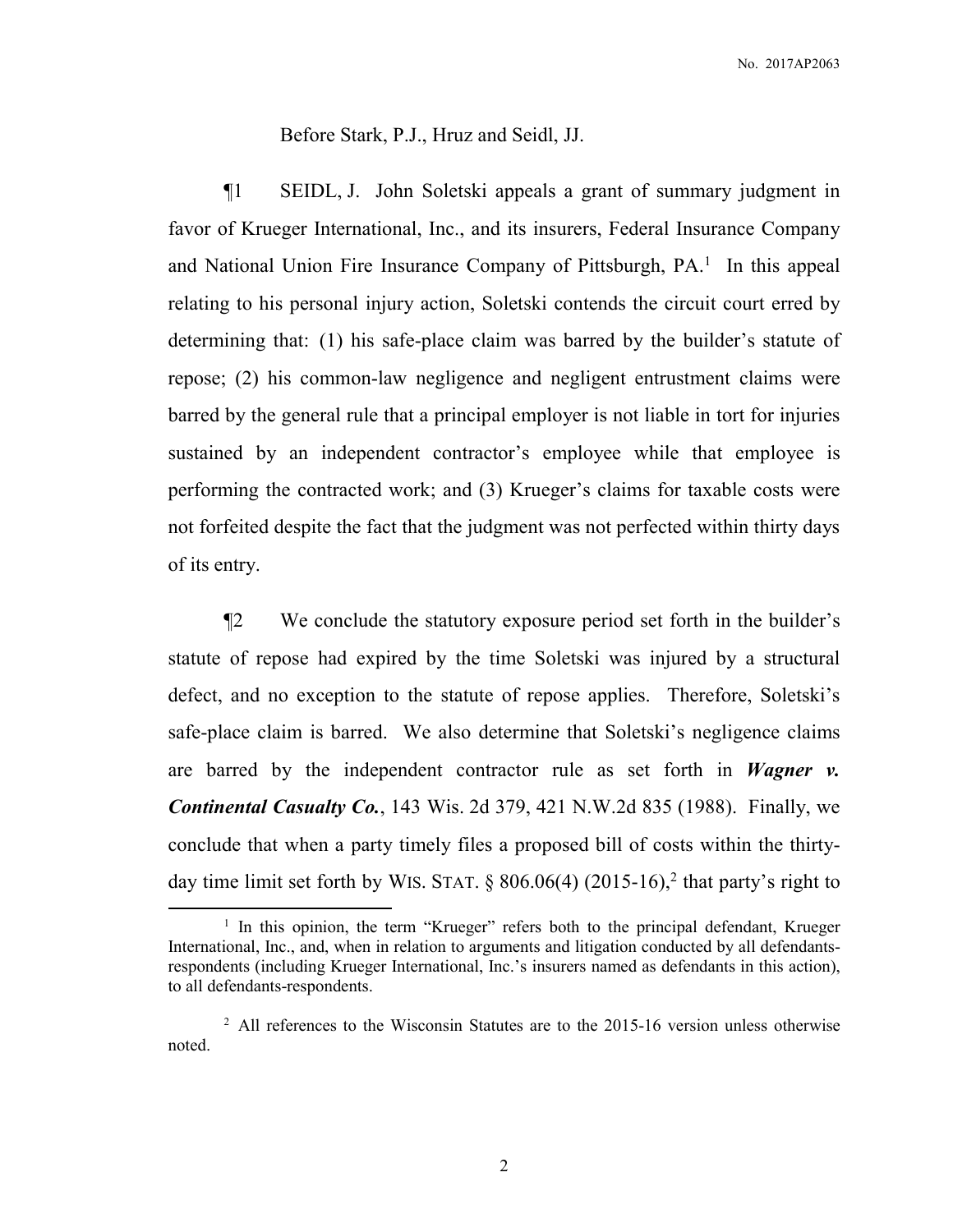Before Stark, P.J., Hruz and Seidl, JJ.

¶1 SEIDL, J. John Soletski appeals a grant of summary judgment in favor of Krueger International, Inc., and its insurers, Federal Insurance Company and National Union Fire Insurance Company of Pittsburgh, PA.[1] In this appeal relating to his personal injury action, Soletski contends the circuit court erred by determining that: (1) his safe-place claim was barred by the builder's statute of repose; (2) his common-law negligence and negligent entrustment claims were barred by the general rule that a principal employer is not liable in tort for injuries sustained by an independent contractor's employee while that employee is performing the contracted work; and (3) Krueger's claims for taxable costs were not forfeited despite the fact that the judgment was not perfected within thirty days of its entry.

¶2 We conclude the statutory exposure period set forth in the builder's statute of repose had expired by the time Soletski was injured by a structural defect, and no exception to the statute of repose applies. Therefore, Soletski's safe-place claim is barred. We also determine that Soletski's negligence claims are barred by the independent contractor rule as set forth in ***Wagner v. Continental Casualty Co.***, 143 Wis. 2d 379, 421 N.W.2d 835 (1988). Finally, we conclude that when a party timely files a proposed bill of costs within the thirty-day time limit set forth by WIS. STAT. § 806.06(4) (2015-16),[2] that party's right to

[1] In this opinion, the term "Krueger" refers both to the principal defendant, Krueger International, Inc., and, when in relation to arguments and litigation conducted by all defendants-respondents (including Krueger International, Inc.'s insurers named as defendants in this action), to all defendants-respondents.

[2] All references to the Wisconsin Statutes are to the 2015-16 version unless otherwise noted.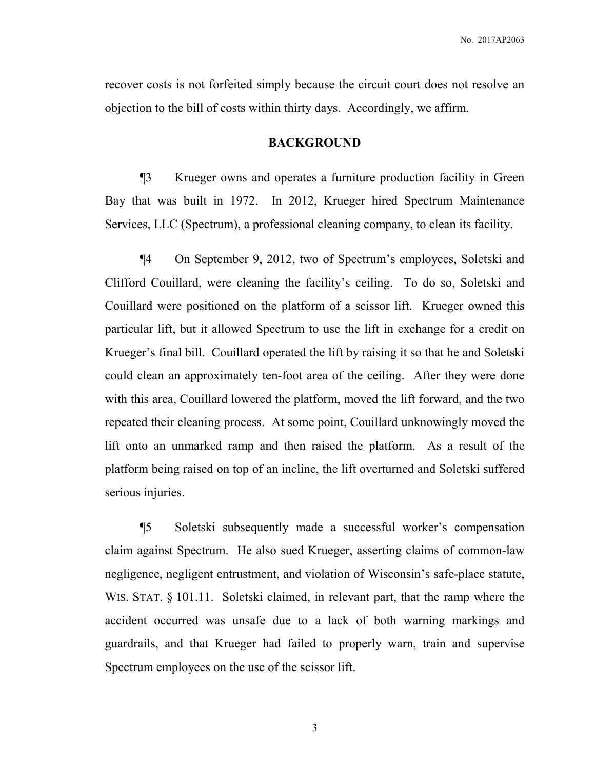recover costs is not forfeited simply because the circuit court does not resolve an objection to the bill of costs within thirty days. Accordingly, we affirm.

## BACKGROUND

¶3 Krueger owns and operates a furniture production facility in Green Bay that was built in 1972. In 2012, Krueger hired Spectrum Maintenance Services, LLC (Spectrum), a professional cleaning company, to clean its facility.

¶4 On September 9, 2012, two of Spectrum's employees, Soletski and Clifford Couillard, were cleaning the facility's ceiling. To do so, Soletski and Couillard were positioned on the platform of a scissor lift. Krueger owned this particular lift, but it allowed Spectrum to use the lift in exchange for a credit on Krueger's final bill. Couillard operated the lift by raising it so that he and Soletski could clean an approximately ten-foot area of the ceiling. After they were done with this area, Couillard lowered the platform, moved the lift forward, and the two repeated their cleaning process. At some point, Couillard unknowingly moved the lift onto an unmarked ramp and then raised the platform. As a result of the platform being raised on top of an incline, the lift overturned and Soletski suffered serious injuries.

¶5 Soletski subsequently made a successful worker's compensation claim against Spectrum. He also sued Krueger, asserting claims of common-law negligence, negligent entrustment, and violation of Wisconsin's safe-place statute, WIS. STAT. § 101.11. Soletski claimed, in relevant part, that the ramp where the accident occurred was unsafe due to a lack of both warning markings and guardrails, and that Krueger had failed to properly warn, train and supervise Spectrum employees on the use of the scissor lift.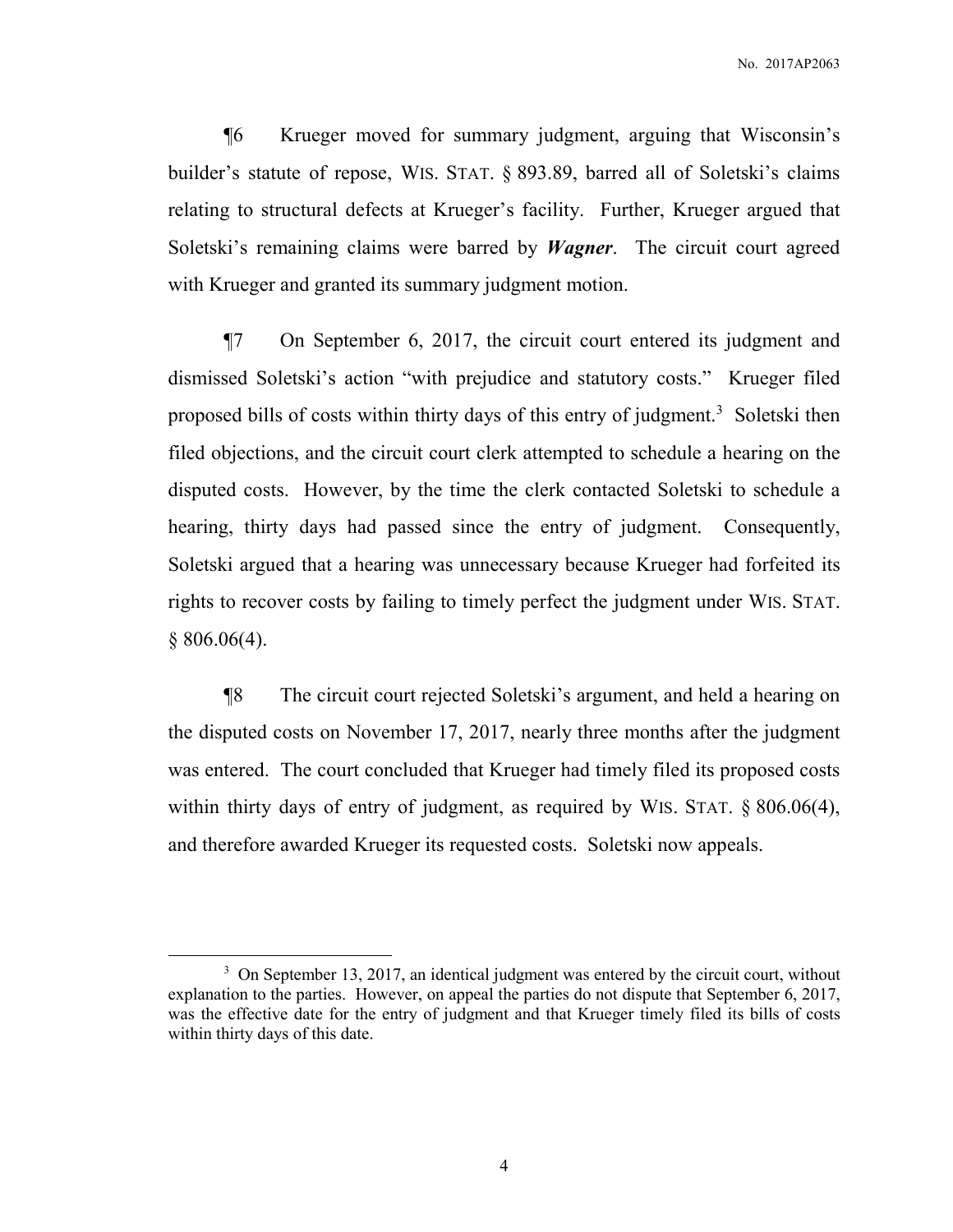¶6 Krueger moved for summary judgment, arguing that Wisconsin's builder's statute of repose, WIS. STAT. § 893.89, barred all of Soletski's claims relating to structural defects at Krueger's facility. Further, Krueger argued that Soletski's remaining claims were barred by ***Wagner***. The circuit court agreed with Krueger and granted its summary judgment motion.

¶7 On September 6, 2017, the circuit court entered its judgment and dismissed Soletski's action "with prejudice and statutory costs." Krueger filed proposed bills of costs within thirty days of this entry of judgment.[3] Soletski then filed objections, and the circuit court clerk attempted to schedule a hearing on the disputed costs. However, by the time the clerk contacted Soletski to schedule a hearing, thirty days had passed since the entry of judgment. Consequently, Soletski argued that a hearing was unnecessary because Krueger had forfeited its rights to recover costs by failing to timely perfect the judgment under WIS. STAT. § 806.06(4).

¶8 The circuit court rejected Soletski's argument, and held a hearing on the disputed costs on November 17, 2017, nearly three months after the judgment was entered. The court concluded that Krueger had timely filed its proposed costs within thirty days of entry of judgment, as required by WIS. STAT. § 806.06(4), and therefore awarded Krueger its requested costs. Soletski now appeals.

---

[3] On September 13, 2017, an identical judgment was entered by the circuit court, without explanation to the parties. However, on appeal the parties do not dispute that September 6, 2017, was the effective date for the entry of judgment and that Krueger timely filed its bills of costs within thirty days of this date.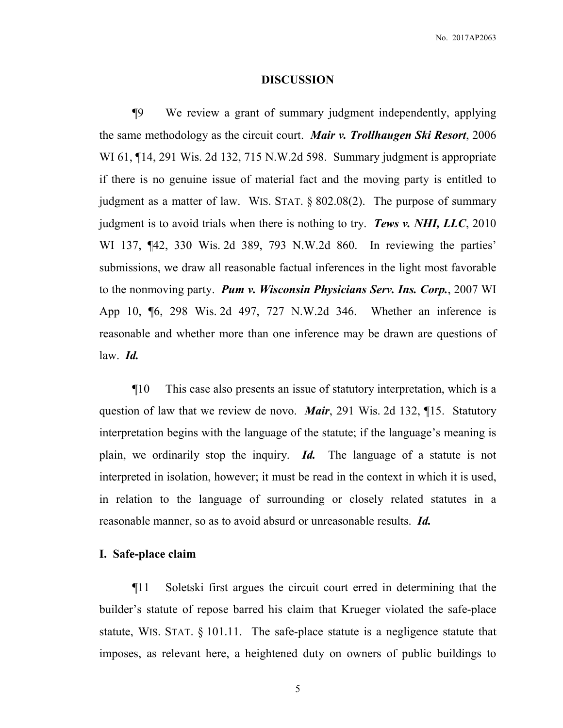## DISCUSSION

¶9 We review a grant of summary judgment independently, applying the same methodology as the circuit court. ***Mair v. Trollhaugen Ski Resort***, 2006 WI 61, ¶14, 291 Wis. 2d 132, 715 N.W.2d 598. Summary judgment is appropriate if there is no genuine issue of material fact and the moving party is entitled to judgment as a matter of law. WIS. STAT. § 802.08(2). The purpose of summary judgment is to avoid trials when there is nothing to try. ***Tews v. NHI, LLC***, 2010 WI 137, ¶42, 330 Wis. 2d 389, 793 N.W.2d 860. In reviewing the parties' submissions, we draw all reasonable factual inferences in the light most favorable to the nonmoving party. ***Pum v. Wisconsin Physicians Serv. Ins. Corp.***, 2007 WI App 10, ¶6, 298 Wis. 2d 497, 727 N.W.2d 346. Whether an inference is reasonable and whether more than one inference may be drawn are questions of law. ***Id.***

¶10 This case also presents an issue of statutory interpretation, which is a question of law that we review de novo. ***Mair***, 291 Wis. 2d 132, ¶15. Statutory interpretation begins with the language of the statute; if the language's meaning is plain, we ordinarily stop the inquiry. ***Id.*** The language of a statute is not interpreted in isolation, however; it must be read in the context in which it is used, in relation to the language of surrounding or closely related statutes in a reasonable manner, so as to avoid absurd or unreasonable results. ***Id.***

### I. Safe-place claim

¶11 Soletski first argues the circuit court erred in determining that the builder's statute of repose barred his claim that Krueger violated the safe-place statute, WIS. STAT. § 101.11. The safe-place statute is a negligence statute that imposes, as relevant here, a heightened duty on owners of public buildings to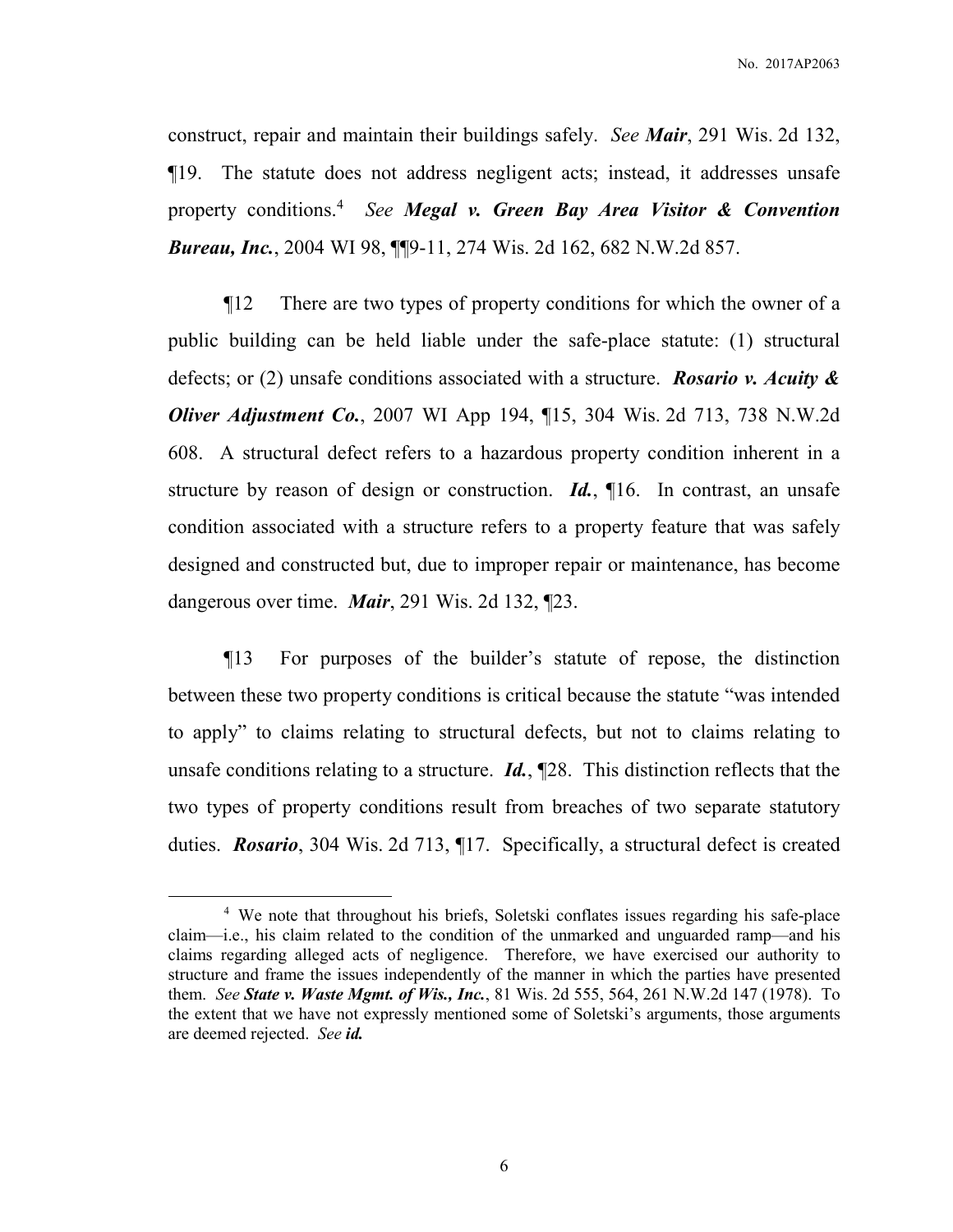construct, repair and maintain their buildings safely. *See* ***Mair***, 291 Wis. 2d 132, ¶19. The statute does not address negligent acts; instead, it addresses unsafe property conditions.[4] *See* ***Megal v. Green Bay Area Visitor & Convention Bureau, Inc.***, 2004 WI 98, ¶¶9-11, 274 Wis. 2d 162, 682 N.W.2d 857.

¶12 There are two types of property conditions for which the owner of a public building can be held liable under the safe-place statute: (1) structural defects; or (2) unsafe conditions associated with a structure. ***Rosario v. Acuity & Oliver Adjustment Co.***, 2007 WI App 194, ¶15, 304 Wis. 2d 713, 738 N.W.2d 608. A structural defect refers to a hazardous property condition inherent in a structure by reason of design or construction. ***Id.***, ¶16. In contrast, an unsafe condition associated with a structure refers to a property feature that was safely designed and constructed but, due to improper repair or maintenance, has become dangerous over time. ***Mair***, 291 Wis. 2d 132, ¶23.

¶13 For purposes of the builder's statute of repose, the distinction between these two property conditions is critical because the statute "was intended to apply" to claims relating to structural defects, but not to claims relating to unsafe conditions relating to a structure. ***Id.***, ¶28. This distinction reflects that the two types of property conditions result from breaches of two separate statutory duties. ***Rosario***, 304 Wis. 2d 713, ¶17. Specifically, a structural defect is created

---

[4] We note that throughout his briefs, Soletski conflates issues regarding his safe-place claim—i.e., his claim related to the condition of the unmarked and unguarded ramp—and his claims regarding alleged acts of negligence. Therefore, we have exercised our authority to structure and frame the issues independently of the manner in which the parties have presented them. *See* ***State v. Waste Mgmt. of Wis., Inc.***, 81 Wis. 2d 555, 564, 261 N.W.2d 147 (1978). To the extent that we have not expressly mentioned some of Soletski's arguments, those arguments are deemed rejected. *See* ***id.***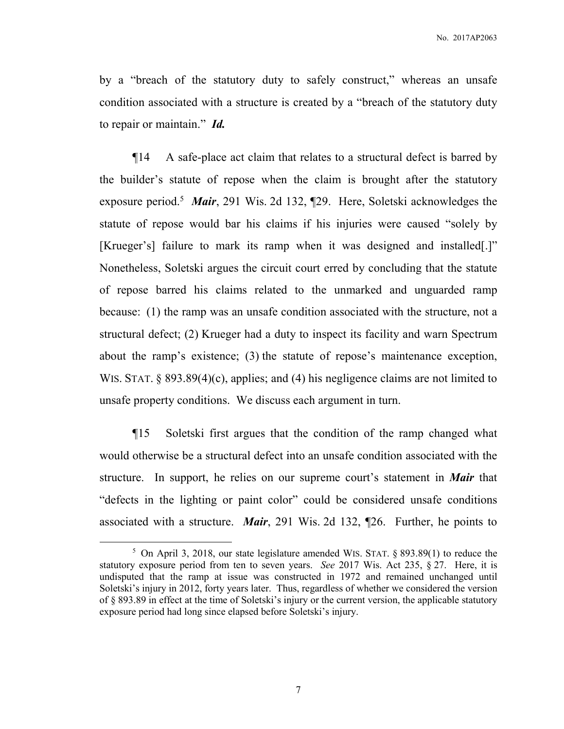by a "breach of the statutory duty to safely construct," whereas an unsafe condition associated with a structure is created by a "breach of the statutory duty to repair or maintain." ***Id.***

¶14 A safe-place act claim that relates to a structural defect is barred by the builder's statute of repose when the claim is brought after the statutory exposure period.[5] ***Mair***, 291 Wis. 2d 132, ¶29. Here, Soletski acknowledges the statute of repose would bar his claims if his injuries were caused "solely by [Krueger's] failure to mark its ramp when it was designed and installed[.]" Nonetheless, Soletski argues the circuit court erred by concluding that the statute of repose barred his claims related to the unmarked and unguarded ramp because: (1) the ramp was an unsafe condition associated with the structure, not a structural defect; (2) Krueger had a duty to inspect its facility and warn Spectrum about the ramp's existence; (3) the statute of repose's maintenance exception, WIS. STAT. § 893.89(4)(c), applies; and (4) his negligence claims are not limited to unsafe property conditions. We discuss each argument in turn.

¶15 Soletski first argues that the condition of the ramp changed what would otherwise be a structural defect into an unsafe condition associated with the structure. In support, he relies on our supreme court's statement in ***Mair*** that "defects in the lighting or paint color" could be considered unsafe conditions associated with a structure. ***Mair***, 291 Wis. 2d 132, ¶26. Further, he points to

---

[5] On April 3, 2018, our state legislature amended WIS. STAT. § 893.89(1) to reduce the statutory exposure period from ten to seven years. *See* 2017 Wis. Act 235, § 27. Here, it is undisputed that the ramp at issue was constructed in 1972 and remained unchanged until Soletski's injury in 2012, forty years later. Thus, regardless of whether we considered the version of § 893.89 in effect at the time of Soletski's injury or the current version, the applicable statutory exposure period had long since elapsed before Soletski's injury.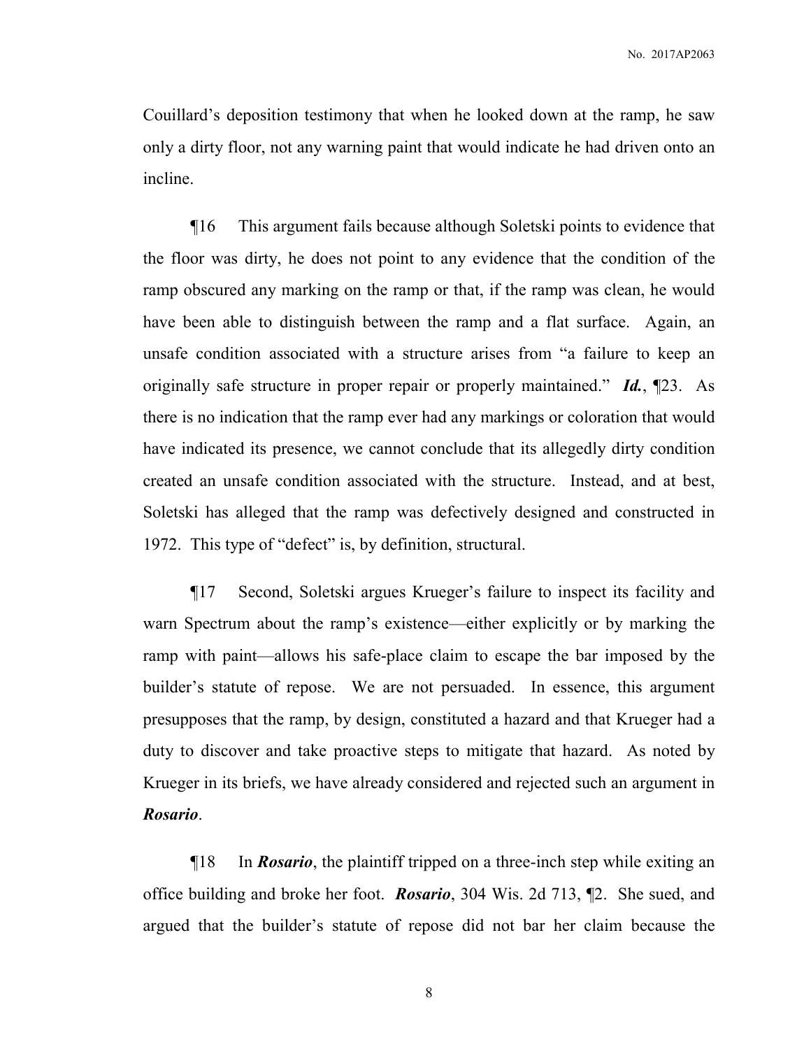Couillard's deposition testimony that when he looked down at the ramp, he saw only a dirty floor, not any warning paint that would indicate he had driven onto an incline.

¶16 This argument fails because although Soletski points to evidence that the floor was dirty, he does not point to any evidence that the condition of the ramp obscured any marking on the ramp or that, if the ramp was clean, he would have been able to distinguish between the ramp and a flat surface. Again, an unsafe condition associated with a structure arises from "a failure to keep an originally safe structure in proper repair or properly maintained." ***Id.***, ¶23. As there is no indication that the ramp ever had any markings or coloration that would have indicated its presence, we cannot conclude that its allegedly dirty condition created an unsafe condition associated with the structure. Instead, and at best, Soletski has alleged that the ramp was defectively designed and constructed in 1972. This type of "defect" is, by definition, structural.

¶17 Second, Soletski argues Krueger's failure to inspect its facility and warn Spectrum about the ramp's existence—either explicitly or by marking the ramp with paint—allows his safe-place claim to escape the bar imposed by the builder's statute of repose. We are not persuaded. In essence, this argument presupposes that the ramp, by design, constituted a hazard and that Krueger had a duty to discover and take proactive steps to mitigate that hazard. As noted by Krueger in its briefs, we have already considered and rejected such an argument in ***Rosario***.

¶18 In ***Rosario***, the plaintiff tripped on a three-inch step while exiting an office building and broke her foot. ***Rosario***, 304 Wis. 2d 713, ¶2. She sued, and argued that the builder's statute of repose did not bar her claim because the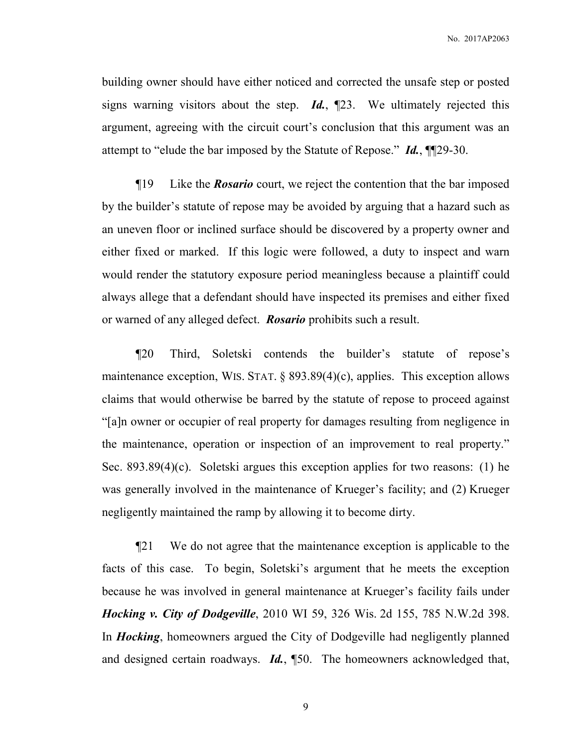building owner should have either noticed and corrected the unsafe step or posted signs warning visitors about the step. ***Id.***, ¶23. We ultimately rejected this argument, agreeing with the circuit court's conclusion that this argument was an attempt to "elude the bar imposed by the Statute of Repose." ***Id.***, ¶¶29-30.

¶19 Like the ***Rosario*** court, we reject the contention that the bar imposed by the builder's statute of repose may be avoided by arguing that a hazard such as an uneven floor or inclined surface should be discovered by a property owner and either fixed or marked. If this logic were followed, a duty to inspect and warn would render the statutory exposure period meaningless because a plaintiff could always allege that a defendant should have inspected its premises and either fixed or warned of any alleged defect. ***Rosario*** prohibits such a result.

¶20 Third, Soletski contends the builder's statute of repose's maintenance exception, WIS. STAT. § 893.89(4)(c), applies. This exception allows claims that would otherwise be barred by the statute of repose to proceed against "[a]n owner or occupier of real property for damages resulting from negligence in the maintenance, operation or inspection of an improvement to real property." Sec. 893.89(4)(c). Soletski argues this exception applies for two reasons: (1) he was generally involved in the maintenance of Krueger's facility; and (2) Krueger negligently maintained the ramp by allowing it to become dirty.

¶21 We do not agree that the maintenance exception is applicable to the facts of this case. To begin, Soletski's argument that he meets the exception because he was involved in general maintenance at Krueger's facility fails under ***Hocking v. City of Dodgeville***, 2010 WI 59, 326 Wis. 2d 155, 785 N.W.2d 398. In ***Hocking***, homeowners argued the City of Dodgeville had negligently planned and designed certain roadways. ***Id.***, ¶50. The homeowners acknowledged that,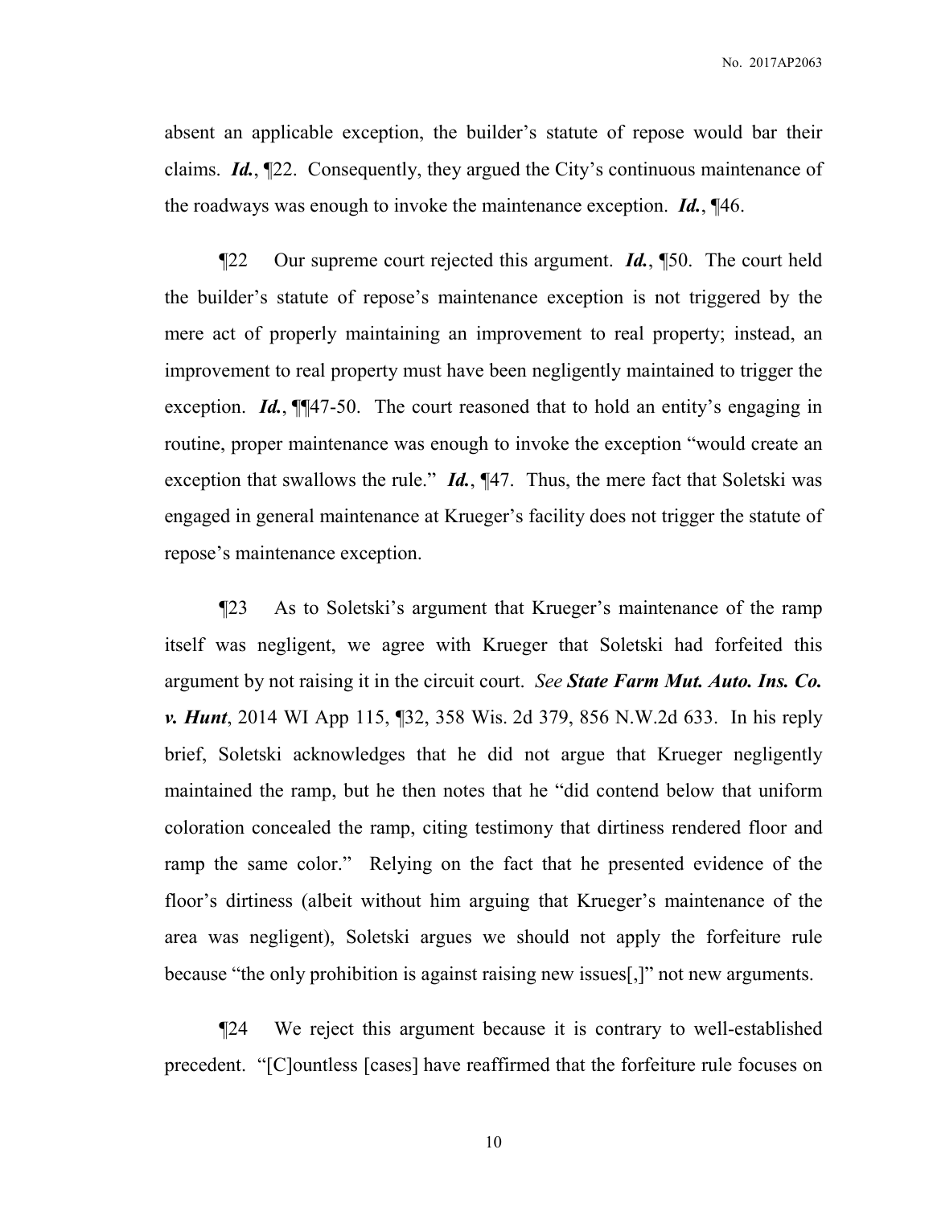absent an applicable exception, the builder's statute of repose would bar their claims. ***Id.***, ¶22. Consequently, they argued the City's continuous maintenance of the roadways was enough to invoke the maintenance exception. ***Id.***, ¶46.

¶22 Our supreme court rejected this argument. ***Id.***, ¶50. The court held the builder's statute of repose's maintenance exception is not triggered by the mere act of properly maintaining an improvement to real property; instead, an improvement to real property must have been negligently maintained to trigger the exception. ***Id.***, ¶¶47-50. The court reasoned that to hold an entity's engaging in routine, proper maintenance was enough to invoke the exception "would create an exception that swallows the rule." ***Id.***, ¶47. Thus, the mere fact that Soletski was engaged in general maintenance at Krueger's facility does not trigger the statute of repose's maintenance exception.

¶23 As to Soletski's argument that Krueger's maintenance of the ramp itself was negligent, we agree with Krueger that Soletski had forfeited this argument by not raising it in the circuit court. *See* ***State Farm Mut. Auto. Ins. Co. v. Hunt***, 2014 WI App 115, ¶32, 358 Wis. 2d 379, 856 N.W.2d 633. In his reply brief, Soletski acknowledges that he did not argue that Krueger negligently maintained the ramp, but he then notes that he "did contend below that uniform coloration concealed the ramp, citing testimony that dirtiness rendered floor and ramp the same color." Relying on the fact that he presented evidence of the floor's dirtiness (albeit without him arguing that Krueger's maintenance of the area was negligent), Soletski argues we should not apply the forfeiture rule because "the only prohibition is against raising new issues[,]" not new arguments.

¶24 We reject this argument because it is contrary to well-established precedent. "[C]ountless [cases] have reaffirmed that the forfeiture rule focuses on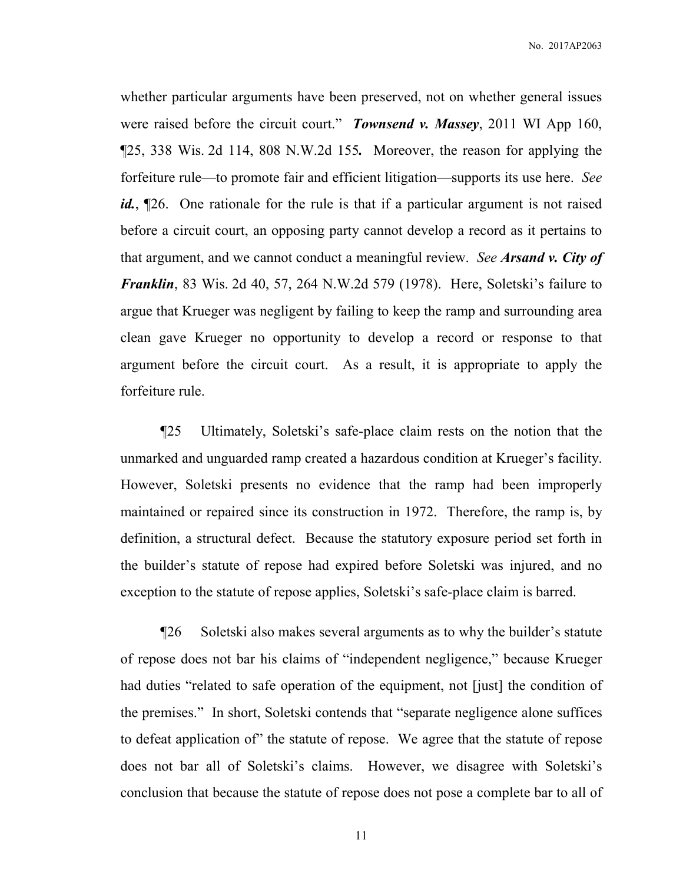whether particular arguments have been preserved, not on whether general issues were raised before the circuit court." ***Townsend v. Massey***, 2011 WI App 160, ¶25, 338 Wis. 2d 114, 808 N.W.2d 155**.** Moreover, the reason for applying the forfeiture rule—to promote fair and efficient litigation—supports its use here. *See* ***id.***, ¶26. One rationale for the rule is that if a particular argument is not raised before a circuit court, an opposing party cannot develop a record as it pertains to that argument, and we cannot conduct a meaningful review. *See* ***Arsand v. City of Franklin***, 83 Wis. 2d 40, 57, 264 N.W.2d 579 (1978). Here, Soletski's failure to argue that Krueger was negligent by failing to keep the ramp and surrounding area clean gave Krueger no opportunity to develop a record or response to that argument before the circuit court. As a result, it is appropriate to apply the forfeiture rule.

¶25 Ultimately, Soletski's safe-place claim rests on the notion that the unmarked and unguarded ramp created a hazardous condition at Krueger's facility. However, Soletski presents no evidence that the ramp had been improperly maintained or repaired since its construction in 1972. Therefore, the ramp is, by definition, a structural defect. Because the statutory exposure period set forth in the builder's statute of repose had expired before Soletski was injured, and no exception to the statute of repose applies, Soletski's safe-place claim is barred.

¶26 Soletski also makes several arguments as to why the builder's statute of repose does not bar his claims of "independent negligence," because Krueger had duties "related to safe operation of the equipment, not [just] the condition of the premises." In short, Soletski contends that "separate negligence alone suffices to defeat application of" the statute of repose. We agree that the statute of repose does not bar all of Soletski's claims. However, we disagree with Soletski's conclusion that because the statute of repose does not pose a complete bar to all of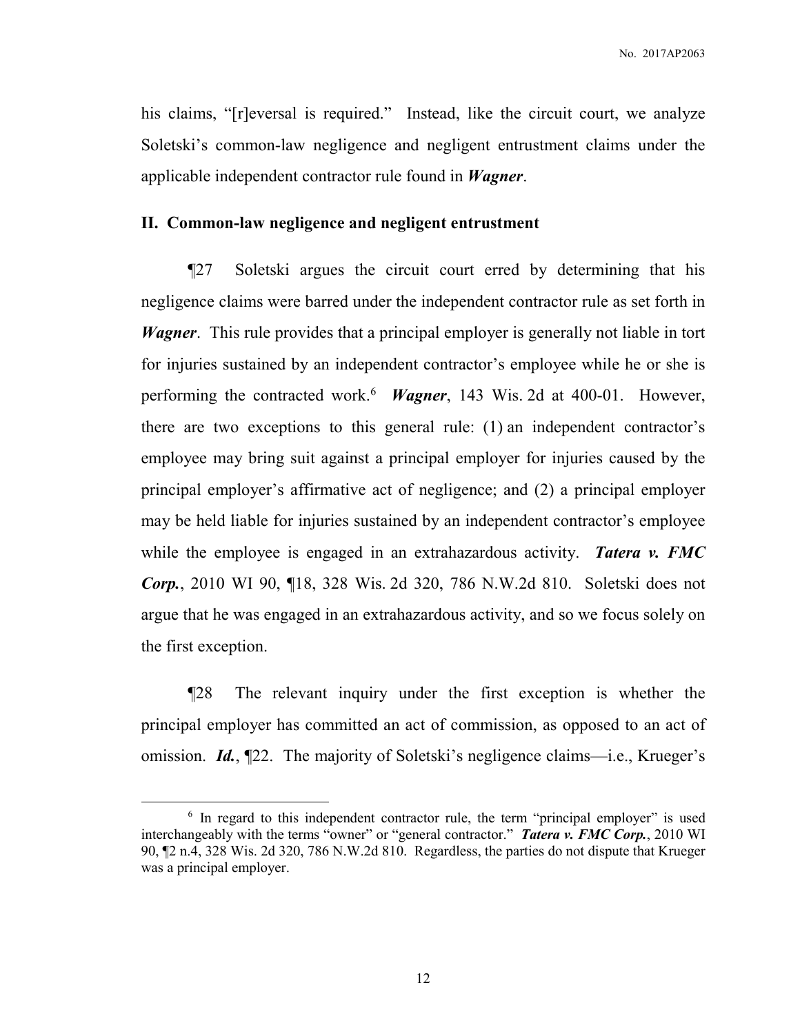his claims, "[r]eversal is required." Instead, like the circuit court, we analyze Soletski's common-law negligence and negligent entrustment claims under the applicable independent contractor rule found in ***Wagner***.

## II. Common-law negligence and negligent entrustment

¶27 Soletski argues the circuit court erred by determining that his negligence claims were barred under the independent contractor rule as set forth in ***Wagner***. This rule provides that a principal employer is generally not liable in tort for injuries sustained by an independent contractor's employee while he or she is performing the contracted work.[6] ***Wagner***, 143 Wis. 2d at 400-01. However, there are two exceptions to this general rule: (1) an independent contractor's employee may bring suit against a principal employer for injuries caused by the principal employer's affirmative act of negligence; and (2) a principal employer may be held liable for injuries sustained by an independent contractor's employee while the employee is engaged in an extrahazardous activity. ***Tatera v. FMC Corp.***, 2010 WI 90, ¶18, 328 Wis. 2d 320, 786 N.W.2d 810. Soletski does not argue that he was engaged in an extrahazardous activity, and so we focus solely on the first exception.

¶28 The relevant inquiry under the first exception is whether the principal employer has committed an act of commission, as opposed to an act of omission. ***Id.***, ¶22. The majority of Soletski's negligence claims—i.e., Krueger's

---

[6] In regard to this independent contractor rule, the term "principal employer" is used interchangeably with the terms "owner" or "general contractor." ***Tatera v. FMC Corp.***, 2010 WI 90, ¶2 n.4, 328 Wis. 2d 320, 786 N.W.2d 810. Regardless, the parties do not dispute that Krueger was a principal employer.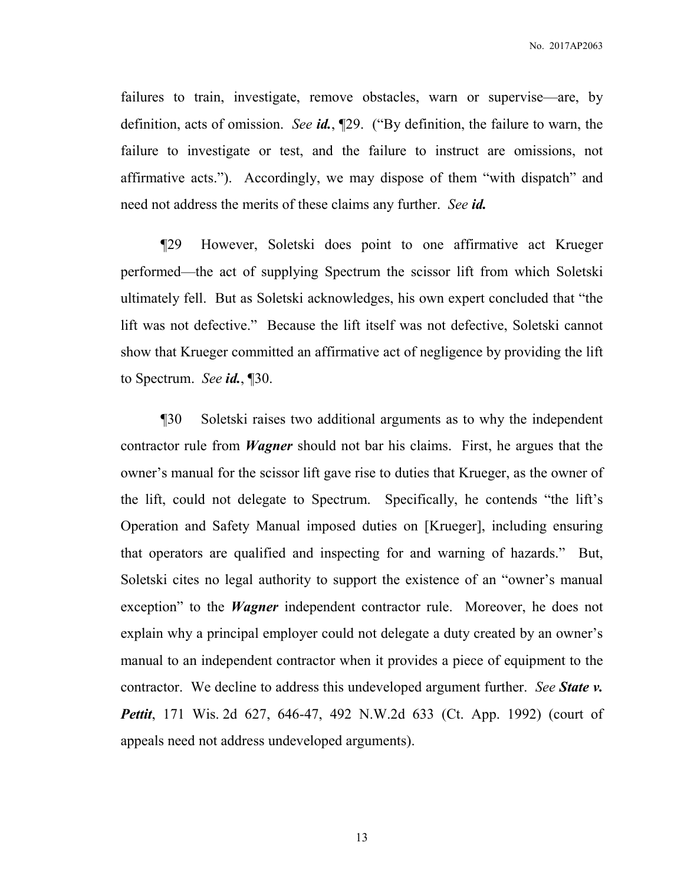failures to train, investigate, remove obstacles, warn or supervise—are, by definition, acts of omission. *See **id.***, ¶29. ("By definition, the failure to warn, the failure to investigate or test, and the failure to instruct are omissions, not affirmative acts."). Accordingly, we may dispose of them "with dispatch" and need not address the merits of these claims any further. *See **id.***

¶29 However, Soletski does point to one affirmative act Krueger performed—the act of supplying Spectrum the scissor lift from which Soletski ultimately fell. But as Soletski acknowledges, his own expert concluded that "the lift was not defective." Because the lift itself was not defective, Soletski cannot show that Krueger committed an affirmative act of negligence by providing the lift to Spectrum. *See **id.***, ¶30.

¶30 Soletski raises two additional arguments as to why the independent contractor rule from ***Wagner*** should not bar his claims. First, he argues that the owner's manual for the scissor lift gave rise to duties that Krueger, as the owner of the lift, could not delegate to Spectrum. Specifically, he contends "the lift's Operation and Safety Manual imposed duties on [Krueger], including ensuring that operators are qualified and inspecting for and warning of hazards." But, Soletski cites no legal authority to support the existence of an "owner's manual exception" to the ***Wagner*** independent contractor rule. Moreover, he does not explain why a principal employer could not delegate a duty created by an owner's manual to an independent contractor when it provides a piece of equipment to the contractor. We decline to address this undeveloped argument further. *See **State v. Pettit***, 171 Wis. 2d 627, 646-47, 492 N.W.2d 633 (Ct. App. 1992) (court of appeals need not address undeveloped arguments).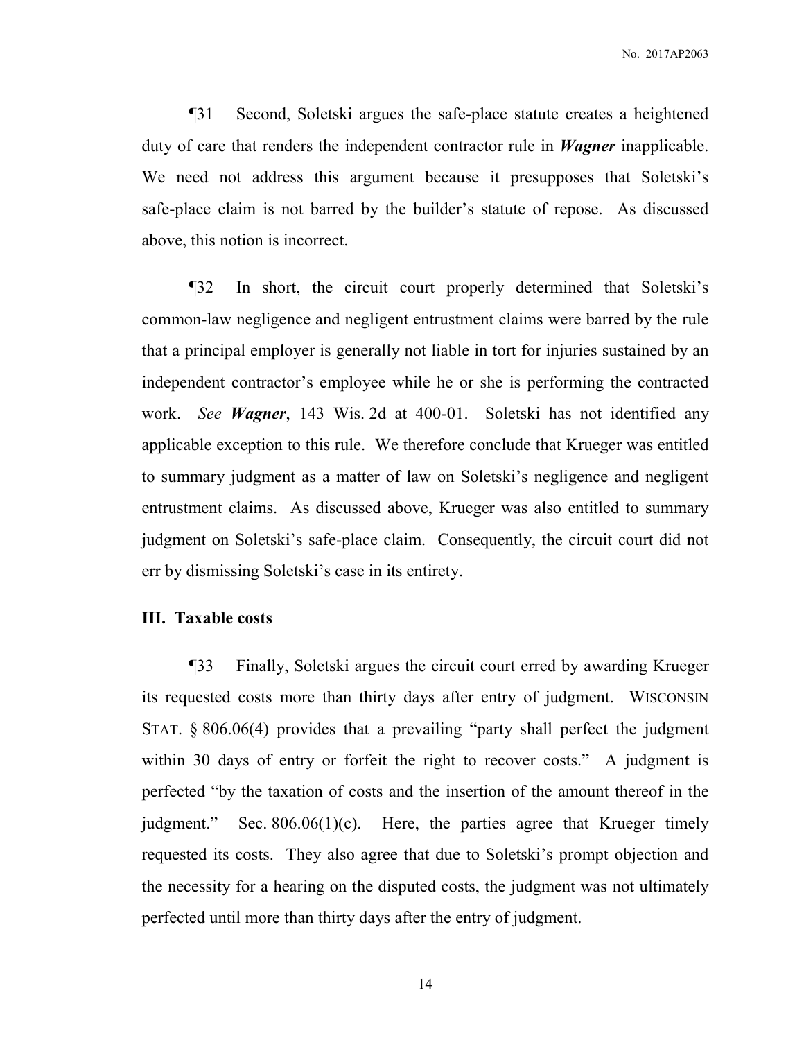¶31 Second, Soletski argues the safe-place statute creates a heightened duty of care that renders the independent contractor rule in ***Wagner*** inapplicable. We need not address this argument because it presupposes that Soletski's safe-place claim is not barred by the builder's statute of repose. As discussed above, this notion is incorrect.

¶32 In short, the circuit court properly determined that Soletski's common-law negligence and negligent entrustment claims were barred by the rule that a principal employer is generally not liable in tort for injuries sustained by an independent contractor's employee while he or she is performing the contracted work. *See* ***Wagner***, 143 Wis. 2d at 400-01. Soletski has not identified any applicable exception to this rule. We therefore conclude that Krueger was entitled to summary judgment as a matter of law on Soletski's negligence and negligent entrustment claims. As discussed above, Krueger was also entitled to summary judgment on Soletski's safe-place claim. Consequently, the circuit court did not err by dismissing Soletski's case in its entirety.

### III. Taxable costs

¶33 Finally, Soletski argues the circuit court erred by awarding Krueger its requested costs more than thirty days after entry of judgment. WISCONSIN STAT. § 806.06(4) provides that a prevailing "party shall perfect the judgment within 30 days of entry or forfeit the right to recover costs." A judgment is perfected "by the taxation of costs and the insertion of the amount thereof in the judgment." Sec. 806.06(1)(c). Here, the parties agree that Krueger timely requested its costs. They also agree that due to Soletski's prompt objection and the necessity for a hearing on the disputed costs, the judgment was not ultimately perfected until more than thirty days after the entry of judgment.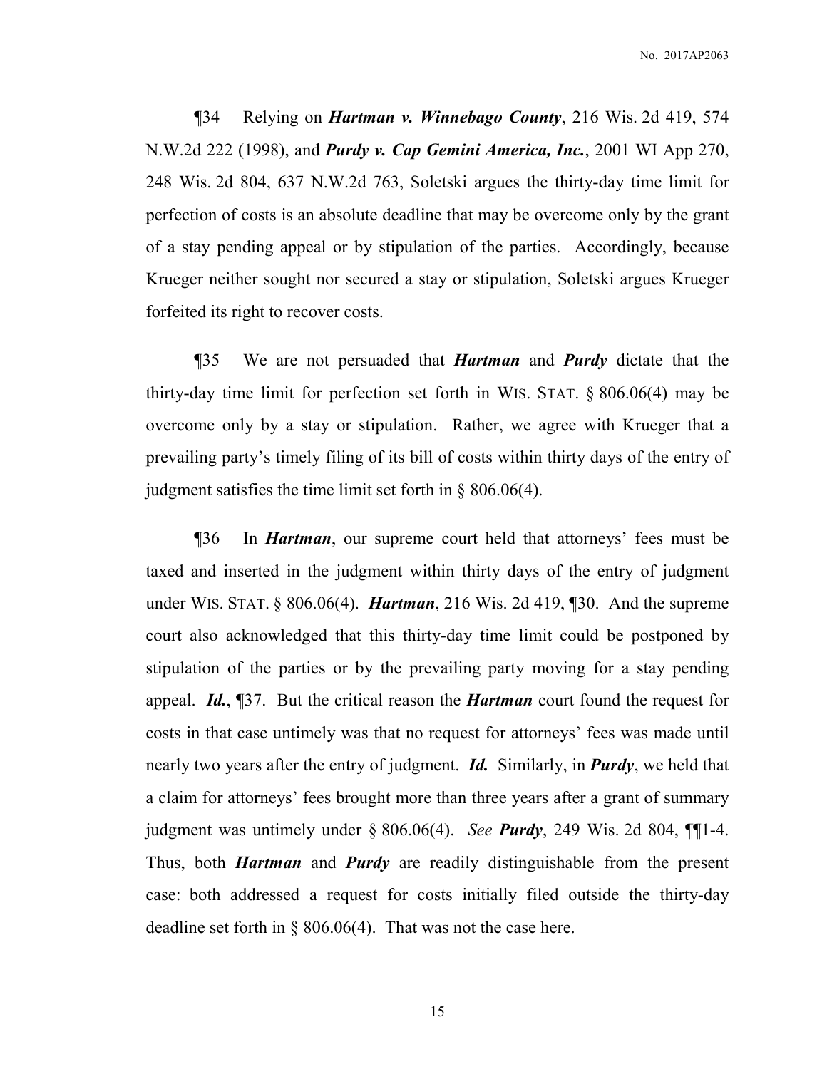¶34 Relying on ***Hartman v. Winnebago County***, 216 Wis. 2d 419, 574 N.W.2d 222 (1998), and ***Purdy v. Cap Gemini America, Inc.***, 2001 WI App 270, 248 Wis. 2d 804, 637 N.W.2d 763, Soletski argues the thirty-day time limit for perfection of costs is an absolute deadline that may be overcome only by the grant of a stay pending appeal or by stipulation of the parties. Accordingly, because Krueger neither sought nor secured a stay or stipulation, Soletski argues Krueger forfeited its right to recover costs.

¶35 We are not persuaded that ***Hartman*** and ***Purdy*** dictate that the thirty-day time limit for perfection set forth in WIS. STAT. § 806.06(4) may be overcome only by a stay or stipulation. Rather, we agree with Krueger that a prevailing party's timely filing of its bill of costs within thirty days of the entry of judgment satisfies the time limit set forth in § 806.06(4).

¶36 In ***Hartman***, our supreme court held that attorneys' fees must be taxed and inserted in the judgment within thirty days of the entry of judgment under WIS. STAT. § 806.06(4). ***Hartman***, 216 Wis. 2d 419, ¶30. And the supreme court also acknowledged that this thirty-day time limit could be postponed by stipulation of the parties or by the prevailing party moving for a stay pending appeal. ***Id.***, ¶37. But the critical reason the ***Hartman*** court found the request for costs in that case untimely was that no request for attorneys' fees was made until nearly two years after the entry of judgment. ***Id.*** Similarly, in ***Purdy***, we held that a claim for attorneys' fees brought more than three years after a grant of summary judgment was untimely under § 806.06(4). *See* ***Purdy***, 249 Wis. 2d 804, ¶¶1-4. Thus, both ***Hartman*** and ***Purdy*** are readily distinguishable from the present case: both addressed a request for costs initially filed outside the thirty-day deadline set forth in § 806.06(4). That was not the case here.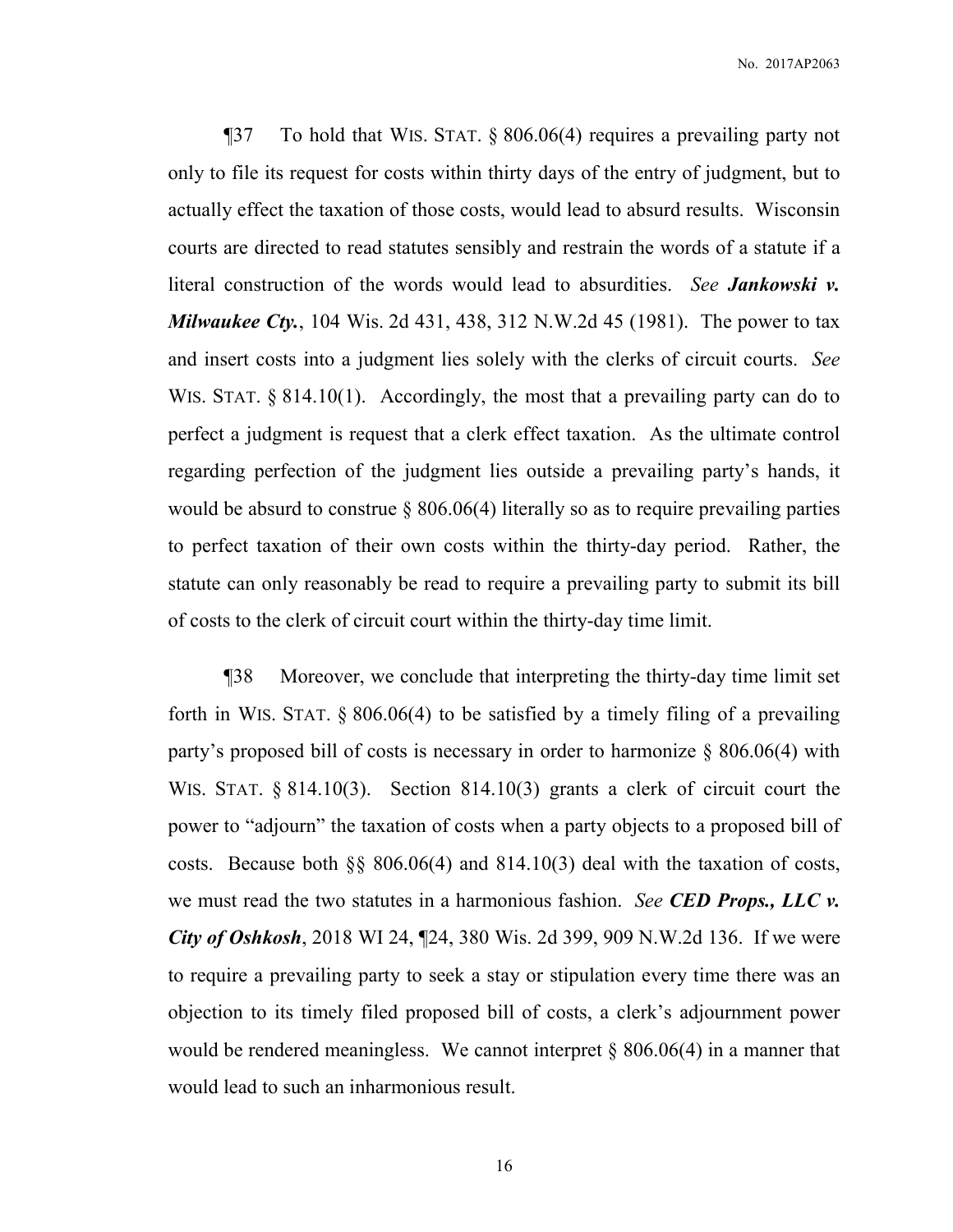¶37 To hold that WIS. STAT. § 806.06(4) requires a prevailing party not only to file its request for costs within thirty days of the entry of judgment, but to actually effect the taxation of those costs, would lead to absurd results. Wisconsin courts are directed to read statutes sensibly and restrain the words of a statute if a literal construction of the words would lead to absurdities. *See* ***Jankowski v. Milwaukee Cty.***, 104 Wis. 2d 431, 438, 312 N.W.2d 45 (1981). The power to tax and insert costs into a judgment lies solely with the clerks of circuit courts. *See* WIS. STAT. § 814.10(1). Accordingly, the most that a prevailing party can do to perfect a judgment is request that a clerk effect taxation. As the ultimate control regarding perfection of the judgment lies outside a prevailing party's hands, it would be absurd to construe § 806.06(4) literally so as to require prevailing parties to perfect taxation of their own costs within the thirty-day period. Rather, the statute can only reasonably be read to require a prevailing party to submit its bill of costs to the clerk of circuit court within the thirty-day time limit.

¶38 Moreover, we conclude that interpreting the thirty-day time limit set forth in WIS. STAT. § 806.06(4) to be satisfied by a timely filing of a prevailing party's proposed bill of costs is necessary in order to harmonize § 806.06(4) with WIS. STAT. § 814.10(3). Section 814.10(3) grants a clerk of circuit court the power to "adjourn" the taxation of costs when a party objects to a proposed bill of costs. Because both §§ 806.06(4) and 814.10(3) deal with the taxation of costs, we must read the two statutes in a harmonious fashion. *See* ***CED Props., LLC v. City of Oshkosh***, 2018 WI 24, ¶24, 380 Wis. 2d 399, 909 N.W.2d 136. If we were to require a prevailing party to seek a stay or stipulation every time there was an objection to its timely filed proposed bill of costs, a clerk's adjournment power would be rendered meaningless. We cannot interpret § 806.06(4) in a manner that would lead to such an inharmonious result.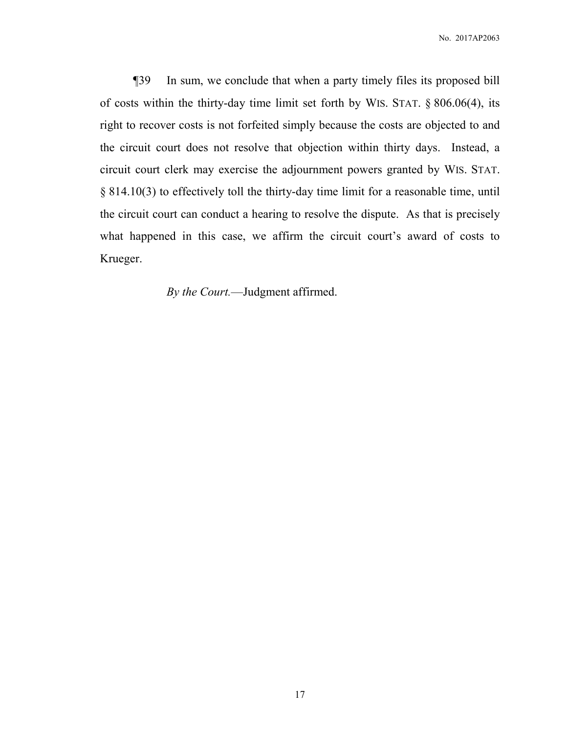¶39 In sum, we conclude that when a party timely files its proposed bill of costs within the thirty-day time limit set forth by WIS. STAT. § 806.06(4), its right to recover costs is not forfeited simply because the costs are objected to and the circuit court does not resolve that objection within thirty days. Instead, a circuit court clerk may exercise the adjournment powers granted by WIS. STAT. § 814.10(3) to effectively toll the thirty-day time limit for a reasonable time, until the circuit court can conduct a hearing to resolve the dispute. As that is precisely what happened in this case, we affirm the circuit court's award of costs to Krueger.

*By the Court.*—Judgment affirmed.